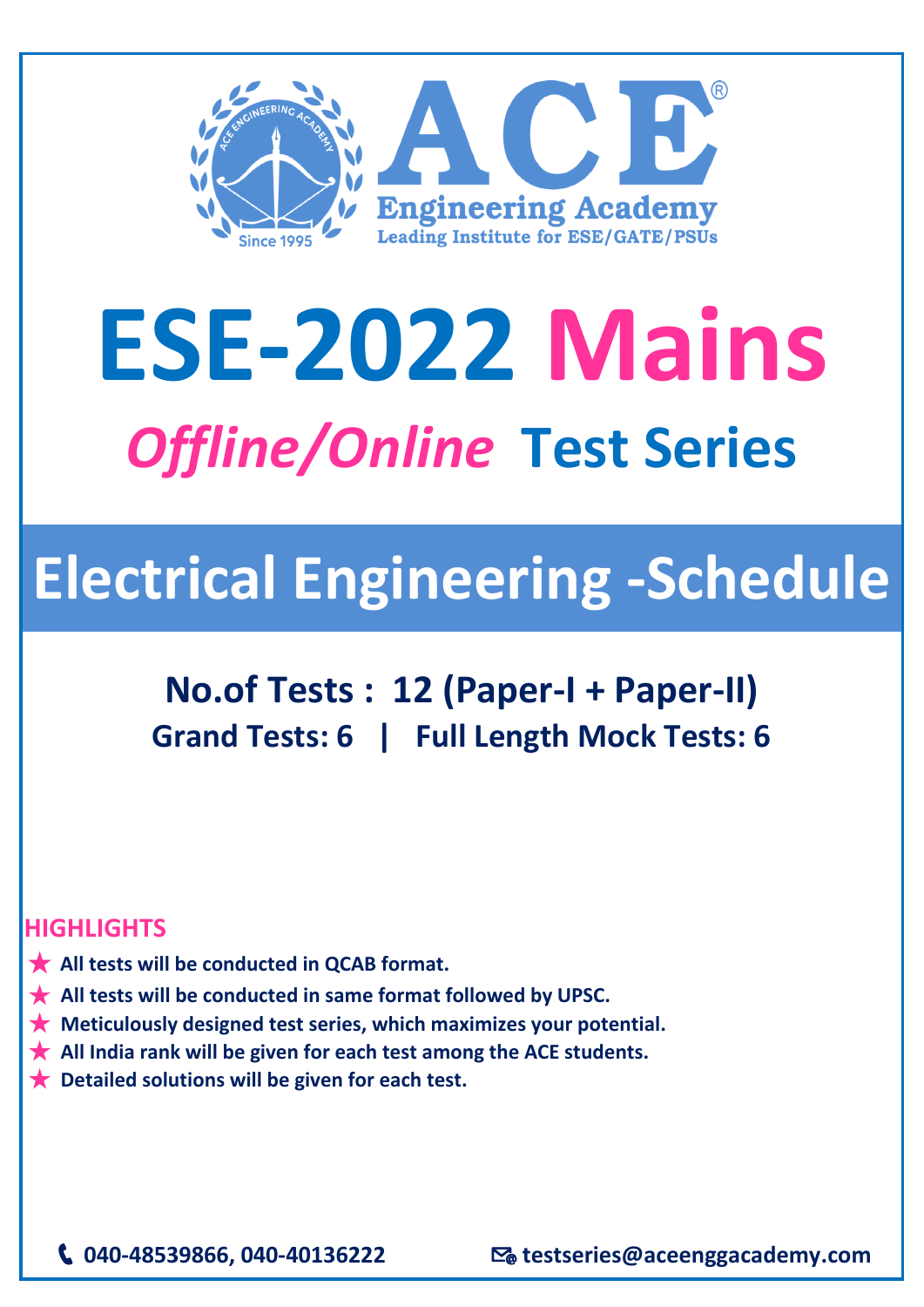ACE®

Engineering Academy

Leading Institute for ESE/GATE/PSUs

Since 1995

# ESE-2022 Mains

## *Offline/Online* Test Series

## Electrical Engineering -Schedule

### No.of Tests : 12 (Paper-I + Paper-II)

### Grand Tests: 6 | Full Length Mock Tests: 6

**HIGHLIGHTS**

- ★ **All tests will be conducted in QCAB format.**
- ★ **All tests will be conducted in same format followed by UPSC.**
- ★ **Meticulously designed test series, which maximizes your potential.**
- ★ **All India rank will be given for each test among the ACE students.**
- ★ **Detailed solutions will be given for each test.**

**040-48539866, 040-40136222** **testseries@aceenggacademy.com**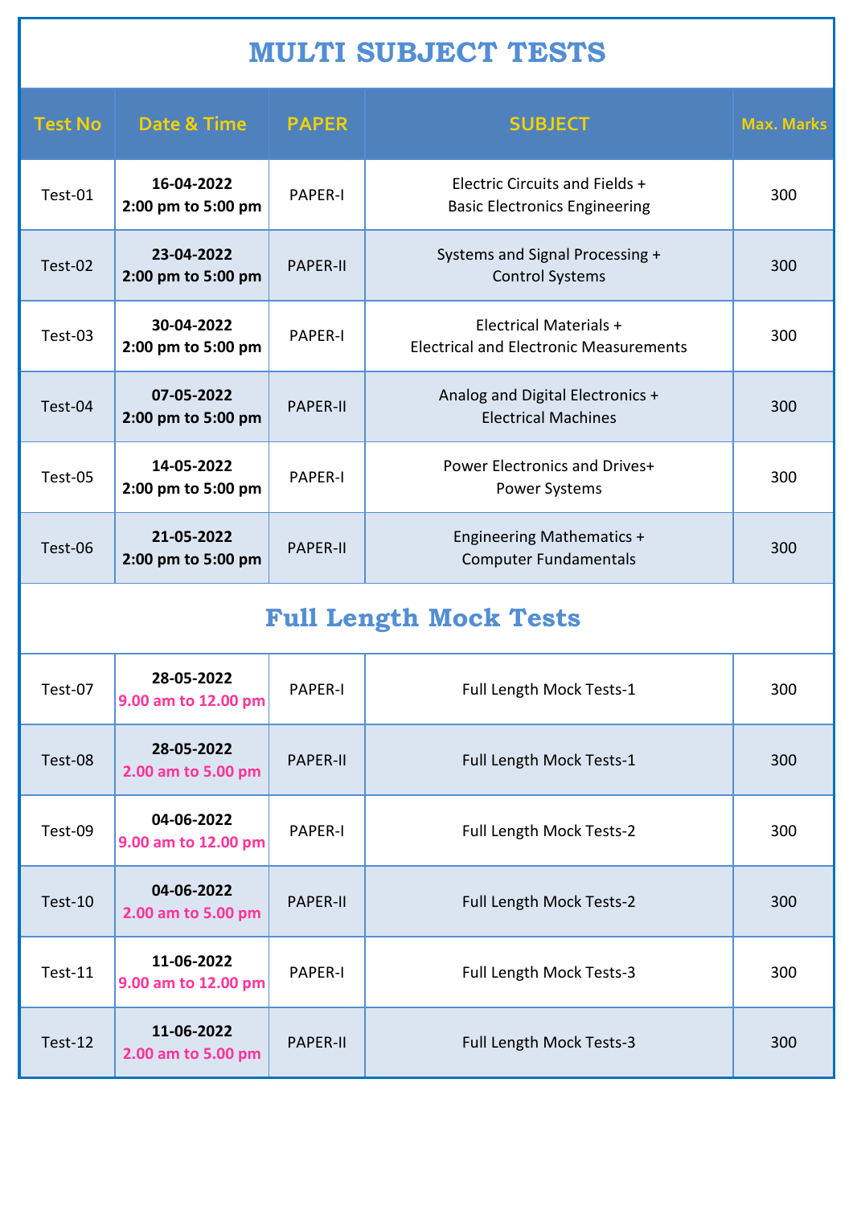# MULTI SUBJECT TESTS

| Test No | Date & Time | PAPER | SUBJECT | Max. Marks |
|---|---|---|---|---|
| Test-01 | **16-04-2022 2:00 pm to 5:00 pm** | PAPER-I | Electric Circuits and Fields + Basic Electronics Engineering | 300 |
| Test-02 | **23-04-2022 2:00 pm to 5:00 pm** | PAPER-II | Systems and Signal Processing + Control Systems | 300 |
| Test-03 | **30-04-2022 2:00 pm to 5:00 pm** | PAPER-I | Electrical Materials + Electrical and Electronic Measurements | 300 |
| Test-04 | **07-05-2022 2:00 pm to 5:00 pm** | PAPER-II | Analog and Digital Electronics + Electrical Machines | 300 |
| Test-05 | **14-05-2022 2:00 pm to 5:00 pm** | PAPER-I | Power Electronics and Drives+ Power Systems | 300 |
| Test-06 | **21-05-2022 2:00 pm to 5:00 pm** | PAPER-II | Engineering Mathematics + Computer Fundamentals | 300 |

## Full Length Mock Tests

| Test No | Date & Time | PAPER | SUBJECT | Max. Marks |
|---|---|---|---|---|
| Test-07 | **28-05-2022 9.00 am to 12.00 pm** | PAPER-I | Full Length Mock Tests-1 | 300 |
| Test-08 | **28-05-2022 2.00 am to 5.00 pm** | PAPER-II | Full Length Mock Tests-1 | 300 |
| Test-09 | **04-06-2022 9.00 am to 12.00 pm** | PAPER-I | Full Length Mock Tests-2 | 300 |
| Test-10 | **04-06-2022 2.00 am to 5.00 pm** | PAPER-II | Full Length Mock Tests-2 | 300 |
| Test-11 | **11-06-2022 9.00 am to 12.00 pm** | PAPER-I | Full Length Mock Tests-3 | 300 |
| Test-12 | **11-06-2022 2.00 am to 5.00 pm** | PAPER-II | Full Length Mock Tests-3 | 300 |